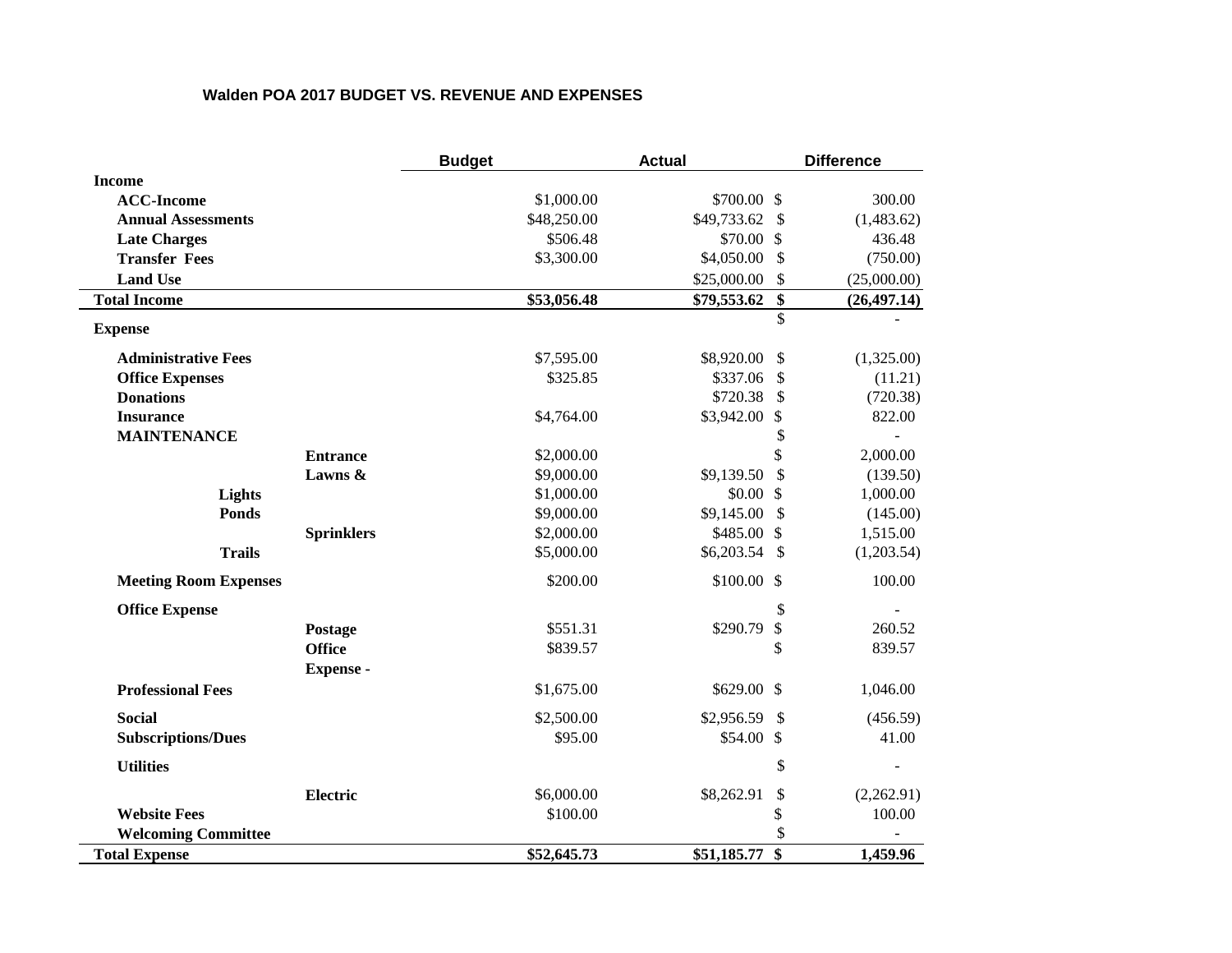**Walden POA 2017 BUDGET VS. REVENUE AND EXPENSES**

| | | Budget | Actual | Difference |
|---|---|---|---|---|
| **Income** | | | | |
| **ACC-Income** | | $1,000.00 | $700.00 | $ 300.00 |
| **Annual Assessments** | | $48,250.00 | $49,733.62 | $ (1,483.62) |
| **Late Charges** | | $506.48 | $70.00 | $ 436.48 |
| **Transfer Fees** | | $3,300.00 | $4,050.00 | $ (750.00) |
| **Land Use** | | | $25,000.00 | $ (25,000.00) |
| **Total Income** | | **$53,056.48** | **$79,553.62** | **$ (26,497.14)** |
| **Expense** | | | | $ - |
| **Administrative Fees** | | $7,595.00 | $8,920.00 | $ (1,325.00) |
| **Office Expenses** | | $325.85 | $337.06 | $ (11.21) |
| **Donations** | | | $720.38 | $ (720.38) |
| **Insurance** | | $4,764.00 | $3,942.00 | $ 822.00 |
| **MAINTENANCE** | | | | $ - |
| | **Entrance** | $2,000.00 | | $ 2,000.00 |
| | **Lawns &** | $9,000.00 | $9,139.50 | $ (139.50) |
| **Lights** | | $1,000.00 | $0.00 | $ 1,000.00 |
| **Ponds** | | $9,000.00 | $9,145.00 | $ (145.00) |
| | **Sprinklers** | $2,000.00 | $485.00 | $ 1,515.00 |
| **Trails** | | $5,000.00 | $6,203.54 | $ (1,203.54) |
| **Meeting Room Expenses** | | $200.00 | $100.00 | $ 100.00 |
| **Office Expense** | | | | $ - |
| | **Postage** | $551.31 | $290.79 | $ 260.52 |
| | **Office Expense -** | $839.57 | | $ 839.57 |
| **Professional Fees** | | $1,675.00 | $629.00 | $ 1,046.00 |
| **Social** | | $2,500.00 | $2,956.59 | $ (456.59) |
| **Subscriptions/Dues** | | $95.00 | $54.00 | $ 41.00 |
| **Utilities** | | | | $ - |
| | **Electric** | $6,000.00 | $8,262.91 | $ (2,262.91) |
| **Website Fees** | | $100.00 | | $ 100.00 |
| **Welcoming Committee** | | | | $ - |
| **Total Expense** | | **$52,645.73** | **$51,185.77** | **$ 1,459.96** |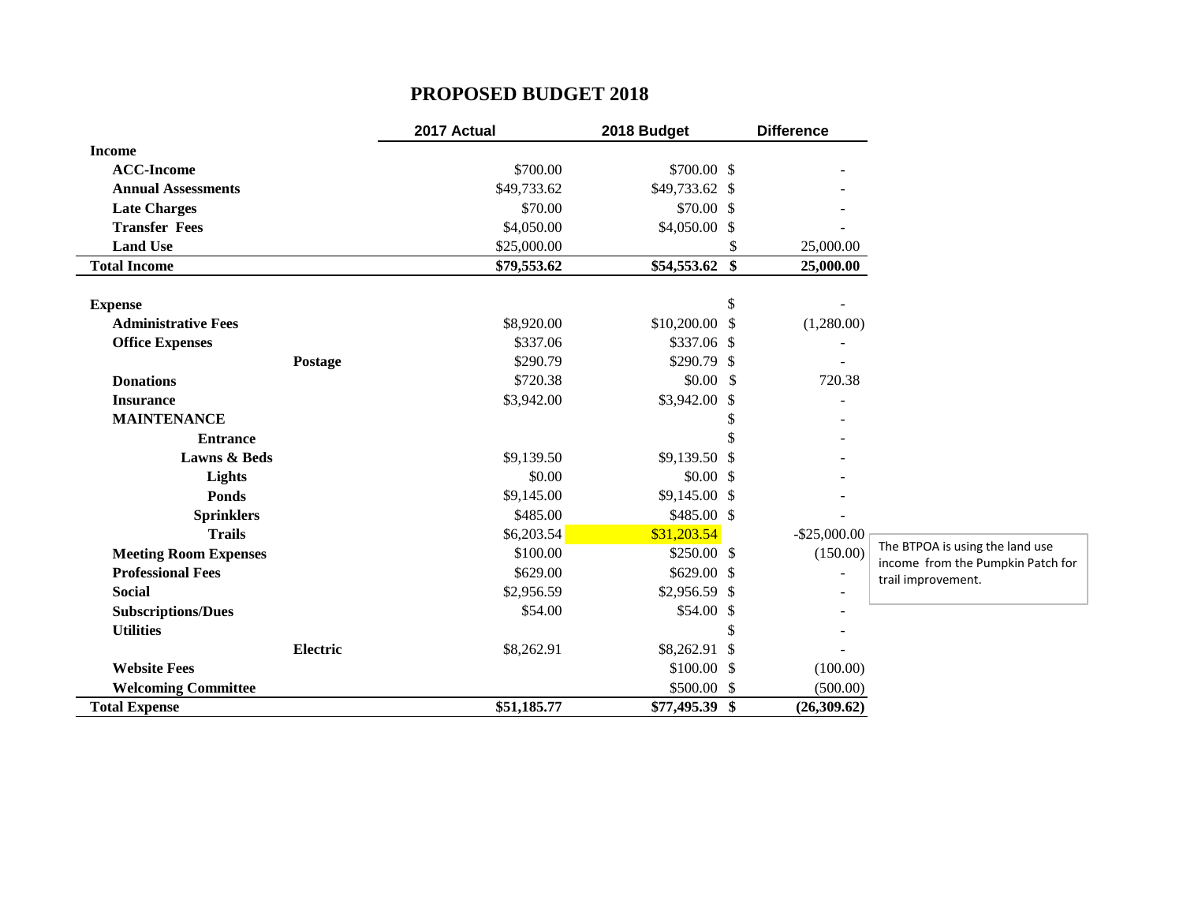# PROPOSED BUDGET 2018

| | 2017 Actual | 2018 Budget | Difference |
|---|---|---|---|
| **Income** | | | |
| **ACC-Income** | $700.00 | $700.00 | $ - |
| **Annual Assessments** | $49,733.62 | $49,733.62 | $ - |
| **Late Charges** | $70.00 | $70.00 | $ - |
| **Transfer Fees** | $4,050.00 | $4,050.00 | $ - |
| **Land Use** | $25,000.00 | | $ 25,000.00 |
| **Total Income** | **$79,553.62** | **$54,553.62** | **$ 25,000.00** |
| | | | |
| **Expense** | | | $ - |
| **Administrative Fees** | $8,920.00 | $10,200.00 | $ (1,280.00) |
| **Office Expenses** | $337.06 | $337.06 | $ - |
| **Postage** | $290.79 | $290.79 | $ - |
| **Donations** | $720.38 | $0.00 | $ 720.38 |
| **Insurance** | $3,942.00 | $3,942.00 | $ - |
| **MAINTENANCE** | | | $ - |
| **Entrance** | | | $ - |
| **Lawns & Beds** | $9,139.50 | $9,139.50 | $ - |
| **Lights** | $0.00 | $0.00 | $ - |
| **Ponds** | $9,145.00 | $9,145.00 | $ - |
| **Sprinklers** | $485.00 | $485.00 | $ - |
| **Trails** | $6,203.54 | $31,203.54 | -$25,000.00 |
| **Meeting Room Expenses** | $100.00 | $250.00 | $ (150.00) |
| **Professional Fees** | $629.00 | $629.00 | $ - |
| **Social** | $2,956.59 | $2,956.59 | $ - |
| **Subscriptions/Dues** | $54.00 | $54.00 | $ - |
| **Utilities** | | | $ - |
| **Electric** | $8,262.91 | $8,262.91 | $ - |
| **Website Fees** | | $100.00 | $ (100.00) |
| **Welcoming Committee** | | $500.00 | $ (500.00) |
| **Total Expense** | **$51,185.77** | **$77,495.39** | **$ (26,309.62)** |

The BTPOA is using the land use income from the Pumpkin Patch for trail improvement.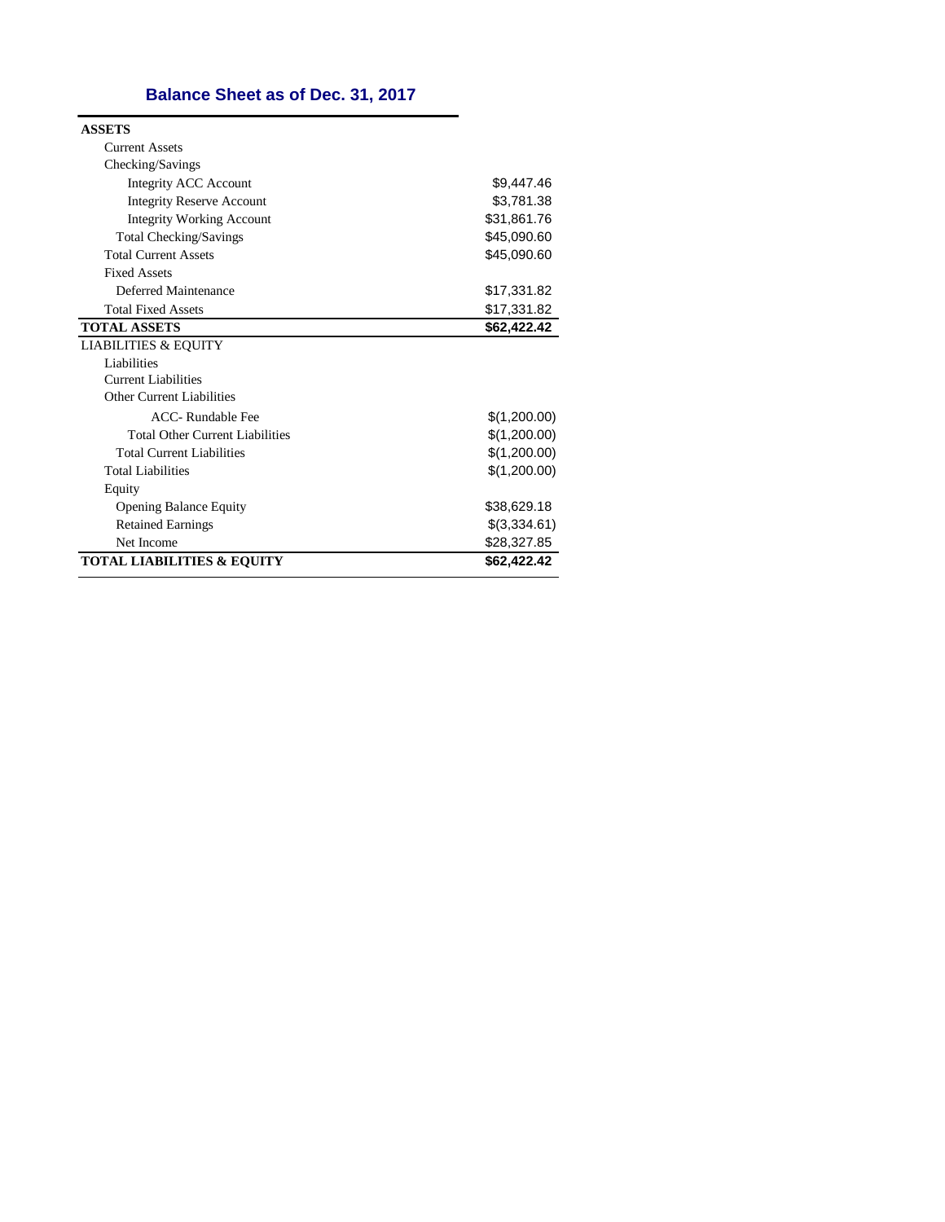## Balance Sheet as of Dec. 31, 2017

| | |
|---|---|
| **ASSETS** | |
| Current Assets | |
| Checking/Savings | |
| Integrity ACC Account | $9,447.46 |
| Integrity Reserve Account | $3,781.38 |
| Integrity Working Account | $31,861.76 |
| Total Checking/Savings | $45,090.60 |
| Total Current Assets | $45,090.60 |
| Fixed Assets | |
| Deferred Maintenance | $17,331.82 |
| Total Fixed Assets | $17,331.82 |
| **TOTAL ASSETS** | **$62,422.42** |
| LIABILITIES & EQUITY | |
| Liabilities | |
| Current Liabilities | |
| Other Current Liabilities | |
| ACC- Rundable Fee | $(1,200.00) |
| Total Other Current Liabilities | $(1,200.00) |
| Total Current Liabilities | $(1,200.00) |
| Total Liabilities | $(1,200.00) |
| Equity | |
| Opening Balance Equity | $38,629.18 |
| Retained Earnings | $(3,334.61) |
| Net Income | $28,327.85 |
| **TOTAL LIABILITIES & EQUITY** | **$62,422.42** |